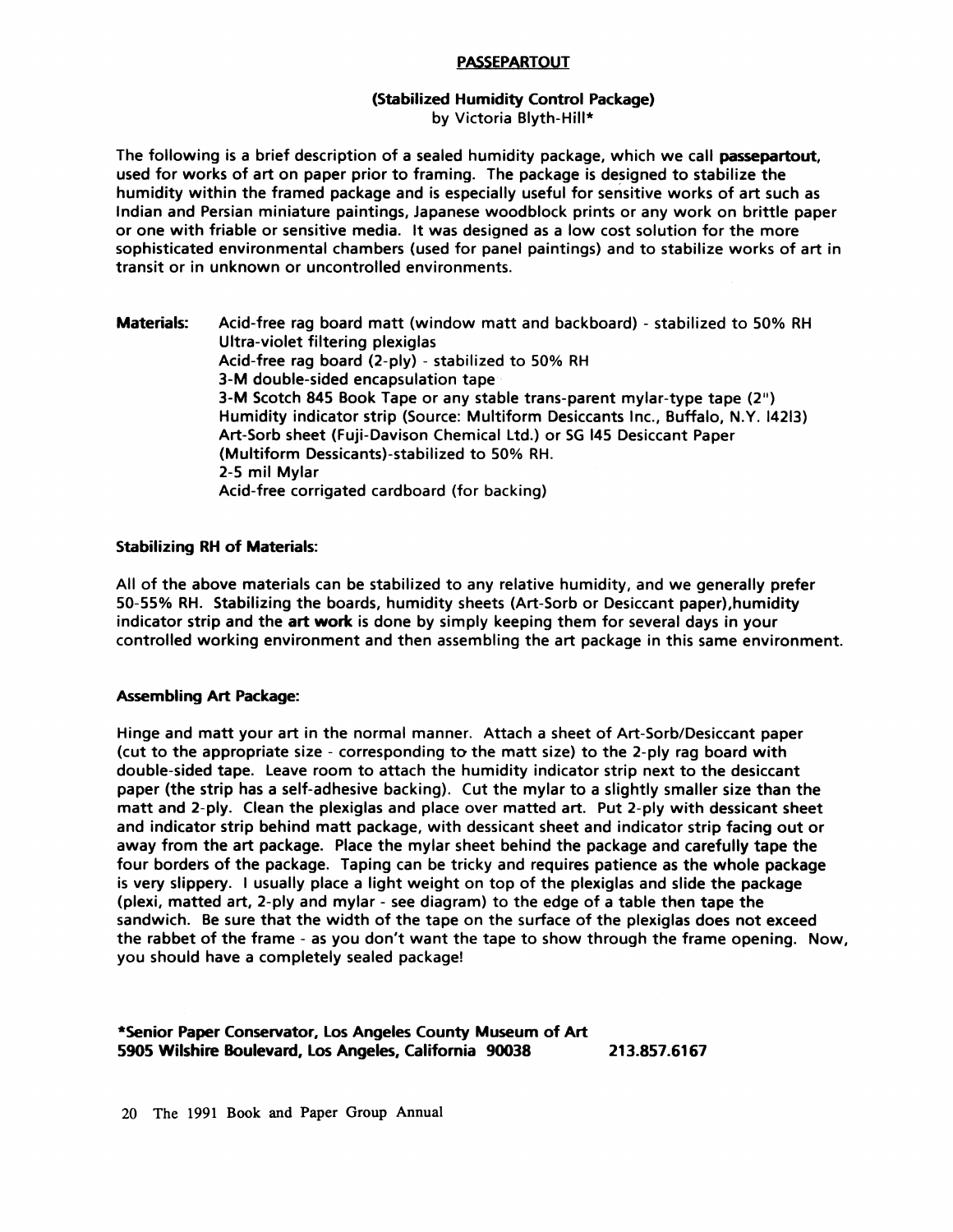## PASSEPARTOUT

### (Stabilized Humidity Control Package)

by Victoria Blyth-Hill*

The following is a brief description of a sealed humidity package, which we call **passepartout**, used for works of art on paper prior to framing. The package is designed to stabilize the humidity within the framed package and is especially useful for sensitive works of art such as Indian and Persian miniature paintings, Japanese woodblock prints or any work on brittle paper or one with friable or sensitive media. It was designed as a low cost solution for the more sophisticated environmental chambers (used for panel paintings) and to stabilize works of art in transit or in unknown or uncontrolled environments.

**Materials:**

- Acid-free rag board matt (window matt and backboard) - stabilized to 50% RH
- Ultra-violet filtering plexiglas
- Acid-free rag board (2-ply) - stabilized to 50% RH
- 3-M double-sided encapsulation tape
- 3-M Scotch 845 Book Tape or any stable trans-parent mylar-type tape (2")
- Humidity indicator strip (Source: Multiform Desiccants Inc., Buffalo, N.Y. 14213)
- Art-Sorb sheet (Fuji-Davison Chemical Ltd.) or SG 145 Desiccant Paper (Multiform Dessicants)-stabilized to 50% RH.
- 2-5 mil Mylar
- Acid-free corrigated cardboard (for backing)

**Stabilizing RH of Materials:**

All of the above materials can be stabilized to any relative humidity, and we generally prefer 50-55% RH. Stabilizing the boards, humidity sheets (Art-Sorb or Desiccant paper),humidity indicator strip and the **art work** is done by simply keeping them for several days in your controlled working environment and then assembling the art package in this same environment.

**Assembling Art Package:**

Hinge and matt your art in the normal manner. Attach a sheet of Art-Sorb/Desiccant paper (cut to the appropriate size - corresponding to the matt size) to the 2-ply rag board with double-sided tape. Leave room to attach the humidity indicator strip next to the desiccant paper (the strip has a self-adhesive backing). Cut the mylar to a slightly smaller size than the matt and 2-ply. Clean the plexiglas and place over matted art. Put 2-ply with dessicant sheet and indicator strip behind matt package, with dessicant sheet and indicator strip facing out or away from the art package. Place the mylar sheet behind the package and carefully tape the four borders of the package. Taping can be tricky and requires patience as the whole package is very slippery. I usually place a light weight on top of the plexiglas and slide the package (plexi, matted art, 2-ply and mylar - see diagram) to the edge of a table then tape the sandwich. Be sure that the width of the tape on the surface of the plexiglas does not exceed the rabbet of the frame - as you don't want the tape to show through the frame opening. Now, you should have a completely sealed package!

**\*Senior Paper Conservator, Los Angeles County Museum of Art**
**5905 Wilshire Boulevard, Los Angeles, California 90038** 213.857.6167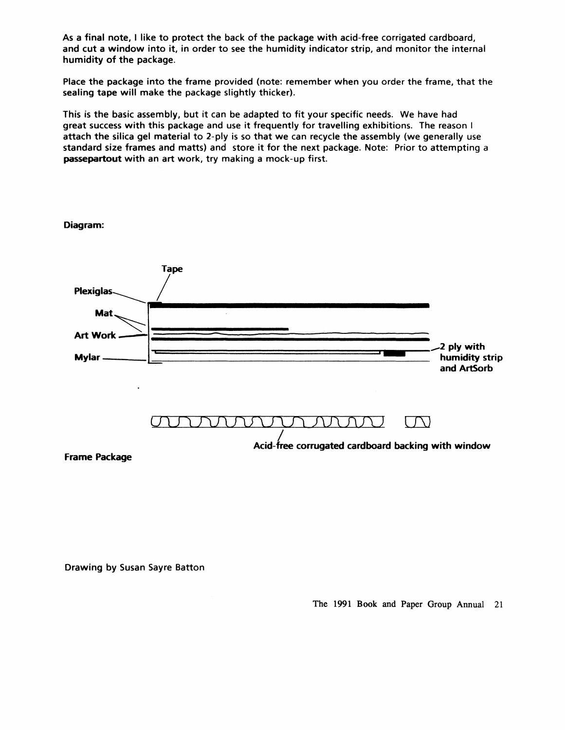As a final note, I like to protect the back of the package with acid-free corrigated cardboard, and cut a window into it, in order to see the humidity indicator strip, and monitor the internal humidity of the package.

Place the package into the frame provided (note: remember when you order the frame, that the sealing tape will make the package slightly thicker).

This is the basic assembly, but it can be adapted to fit your specific needs. We have had great success with this package and use it frequently for travelling exhibitions. The reason I attach the silica gel material to 2-ply is so that we can recycle the assembly (we generally use standard size frames and matts) and store it for the next package. Note: Prior to attempting a **passepartout** with an art work, try making a mock-up first.

**Diagram:**

Tape

Plexiglas

Mat

Art Work

Mylar

2 ply with humidity strip and ArtSorb

Acid-free corrugated cardboard backing with window

**Frame Package**

Drawing by Susan Sayre Batton